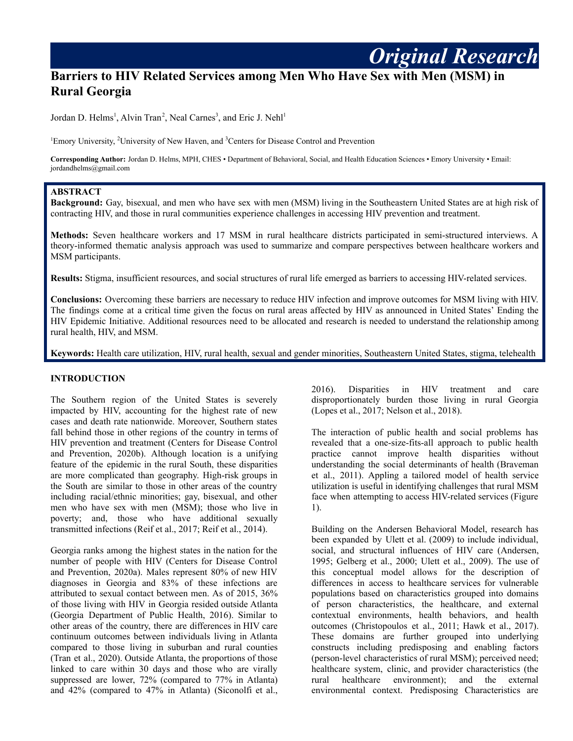Original Research

# Barriers to HIV Related Services among Men Who Have Sex with Men (MSM) in Rural Georgia

Jordan D. Helms[1], Alvin Tran[2], Neal Carnes[3], and Eric J. Nehl[1]

[1]Emory University, [2]University of New Haven, and [3]Centers for Disease Control and Prevention

**Corresponding Author:** Jordan D. Helms, MPH, CHES • Department of Behavioral, Social, and Health Education Sciences • Emory University • Email: jordandhelms@gmail.com

## ABSTRACT

**Background:** Gay, bisexual, and men who have sex with men (MSM) living in the Southeastern United States are at high risk of contracting HIV, and those in rural communities experience challenges in accessing HIV prevention and treatment.

**Methods:** Seven healthcare workers and 17 MSM in rural healthcare districts participated in semi-structured interviews. A theory-informed thematic analysis approach was used to summarize and compare perspectives between healthcare workers and MSM participants.

**Results:** Stigma, insufficient resources, and social structures of rural life emerged as barriers to accessing HIV-related services.

**Conclusions:** Overcoming these barriers are necessary to reduce HIV infection and improve outcomes for MSM living with HIV. The findings come at a critical time given the focus on rural areas affected by HIV as announced in United States' Ending the HIV Epidemic Initiative. Additional resources need to be allocated and research is needed to understand the relationship among rural health, HIV, and MSM.

**Keywords:** Health care utilization, HIV, rural health, sexual and gender minorities, Southeastern United States, stigma, telehealth

## INTRODUCTION

The Southern region of the United States is severely impacted by HIV, accounting for the highest rate of new cases and death rate nationwide. Moreover, Southern states fall behind those in other regions of the country in terms of HIV prevention and treatment (Centers for Disease Control and Prevention, 2020b). Although location is a unifying feature of the epidemic in the rural South, these disparities are more complicated than geography. High-risk groups in the South are similar to those in other areas of the country including racial/ethnic minorities; gay, bisexual, and other men who have sex with men (MSM); those who live in poverty; and, those who have additional sexually transmitted infections (Reif et al., 2017; Reif et al., 2014).

Georgia ranks among the highest states in the nation for the number of people with HIV (Centers for Disease Control and Prevention, 2020a). Males represent 80% of new HIV diagnoses in Georgia and 83% of these infections are attributed to sexual contact between men. As of 2015, 36% of those living with HIV in Georgia resided outside Atlanta (Georgia Department of Public Health, 2016). Similar to other areas of the country, there are differences in HIV care continuum outcomes between individuals living in Atlanta compared to those living in suburban and rural counties (Tran et al., 2020). Outside Atlanta, the proportions of those linked to care within 30 days and those who are virally suppressed are lower, 72% (compared to 77% in Atlanta) and 42% (compared to 47% in Atlanta) (Siconolfi et al., 2016). Disparities in HIV treatment and care disproportionately burden those living in rural Georgia (Lopes et al., 2017; Nelson et al., 2018).

The interaction of public health and social problems has revealed that a one-size-fits-all approach to public health practice cannot improve health disparities without understanding the social determinants of health (Braveman et al., 2011). Appling a tailored model of health service utilization is useful in identifying challenges that rural MSM face when attempting to access HIV-related services (Figure 1).

Building on the Andersen Behavioral Model, research has been expanded by Ulett et al. (2009) to include individual, social, and structural influences of HIV care (Andersen, 1995; Gelberg et al., 2000; Ulett et al., 2009). The use of this conceptual model allows for the description of differences in access to healthcare services for vulnerable populations based on characteristics grouped into domains of person characteristics, the healthcare, and external contextual environments, health behaviors, and health outcomes (Christopoulos et al., 2011; Hawk et al., 2017). These domains are further grouped into underlying constructs including predisposing and enabling factors (person-level characteristics of rural MSM); perceived need; healthcare system, clinic, and provider characteristics (the rural healthcare environment); and the external environmental context. Predisposing Characteristics are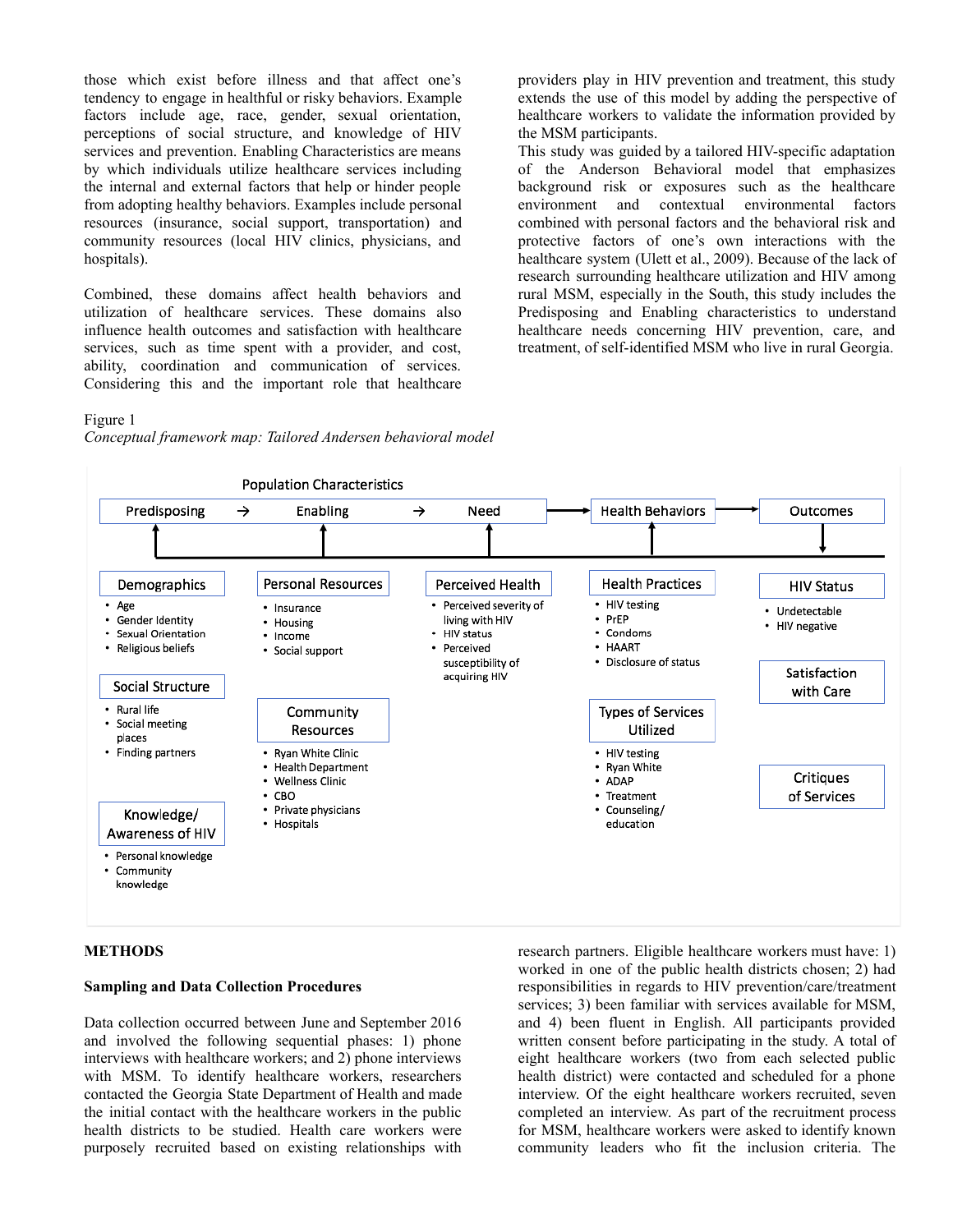those which exist before illness and that affect one's tendency to engage in healthful or risky behaviors. Example factors include age, race, gender, sexual orientation, perceptions of social structure, and knowledge of HIV services and prevention. Enabling Characteristics are means by which individuals utilize healthcare services including the internal and external factors that help or hinder people from adopting healthy behaviors. Examples include personal resources (insurance, social support, transportation) and community resources (local HIV clinics, physicians, and hospitals).

Combined, these domains affect health behaviors and utilization of healthcare services. These domains also influence health outcomes and satisfaction with healthcare services, such as time spent with a provider, and cost, ability, coordination and communication of services. Considering this and the important role that healthcare providers play in HIV prevention and treatment, this study extends the use of this model by adding the perspective of healthcare workers to validate the information provided by the MSM participants.

This study was guided by a tailored HIV-specific adaptation of the Anderson Behavioral model that emphasizes background risk or exposures such as the healthcare environment and contextual environmental factors combined with personal factors and the behavioral risk and protective factors of one's own interactions with the healthcare system (Ulett et al., 2009). Because of the lack of research surrounding healthcare utilization and HIV among rural MSM, especially in the South, this study includes the Predisposing and Enabling characteristics to understand healthcare needs concerning HIV prevention, care, and treatment, of self-identified MSM who live in rural Georgia.

Figure 1
*Conceptual framework map: Tailored Andersen behavioral model*

Population Characteristics: Predisposing → Enabling → Need → Health Behaviors → Outcomes

- **Predisposing**
  - Demographics: Age; Gender Identity; Sexual Orientation; Religious beliefs
  - Social Structure: Rural life; Social meeting places; Finding partners
  - Knowledge/ Awareness of HIV: Personal knowledge; Community knowledge
- **Enabling**
  - Personal Resources: Insurance; Housing; Income; Social support
  - Community Resources: Ryan White Clinic; Health Department; Wellness Clinic; CBO; Private physicians; Hospitals
- **Need**
  - Perceived Health: Perceived severity of living with HIV; HIV status; Perceived susceptibility of acquiring HIV
- **Health Behaviors**
  - Health Practices: HIV testing; PrEP; Condoms; HAART; Disclosure of status
  - Types of Services Utilized: HIV testing; Ryan White; ADAP; Treatment; Counseling/ education
- **Outcomes**
  - HIV Status: Undetectable; HIV negative
  - Satisfaction with Care
  - Critiques of Services

## METHODS

### Sampling and Data Collection Procedures

Data collection occurred between June and September 2016 and involved the following sequential phases: 1) phone interviews with healthcare workers; and 2) phone interviews with MSM. To identify healthcare workers, researchers contacted the Georgia State Department of Health and made the initial contact with the healthcare workers in the public health districts to be studied. Health care workers were purposely recruited based on existing relationships with research partners. Eligible healthcare workers must have: 1) worked in one of the public health districts chosen; 2) had responsibilities in regards to HIV prevention/care/treatment services; 3) been familiar with services available for MSM, and 4) been fluent in English. All participants provided written consent before participating in the study. A total of eight healthcare workers (two from each selected public health district) were contacted and scheduled for a phone interview. Of the eight healthcare workers recruited, seven completed an interview. As part of the recruitment process for MSM, healthcare workers were asked to identify known community leaders who fit the inclusion criteria. The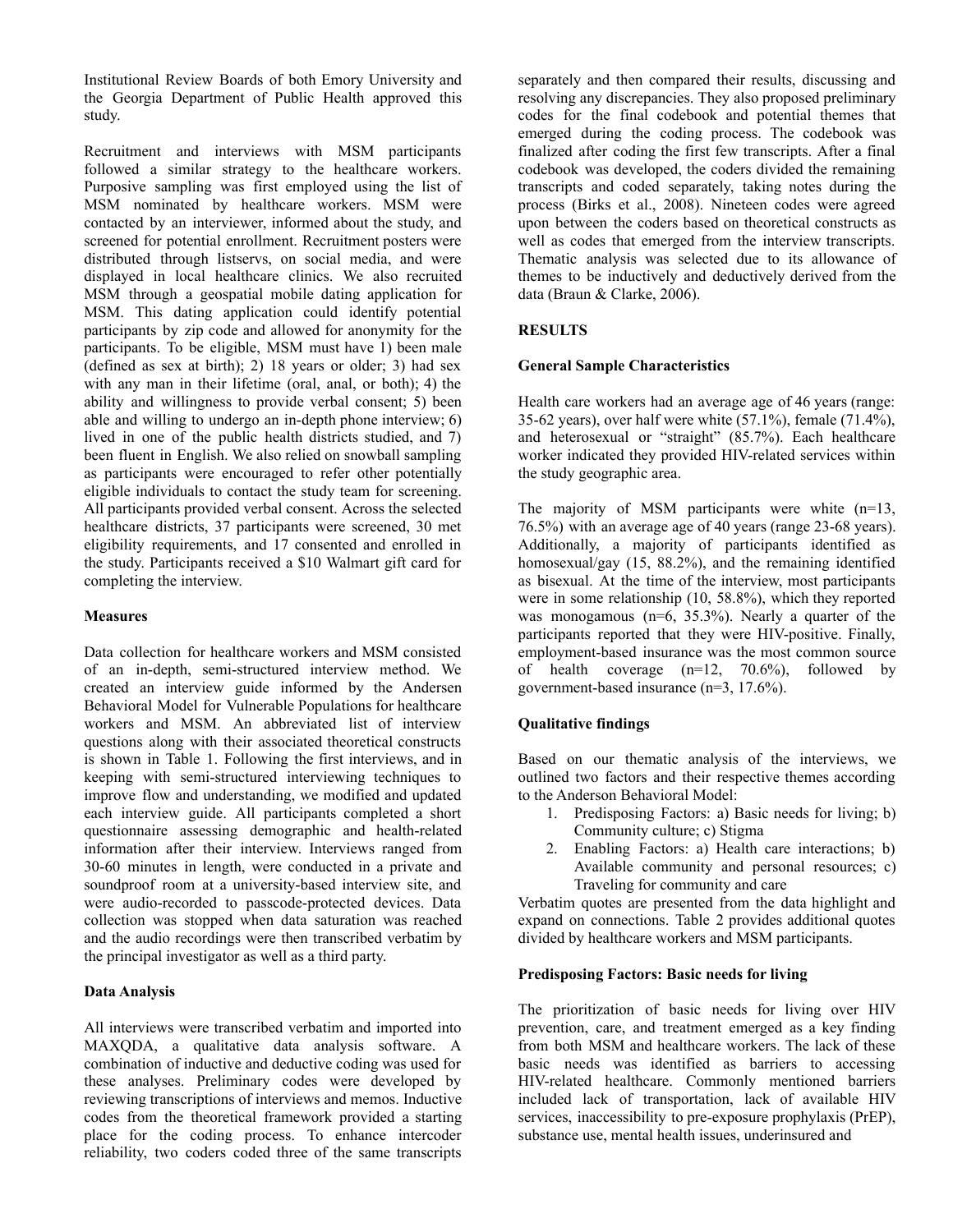Institutional Review Boards of both Emory University and the Georgia Department of Public Health approved this study.

Recruitment and interviews with MSM participants followed a similar strategy to the healthcare workers. Purposive sampling was first employed using the list of MSM nominated by healthcare workers. MSM were contacted by an interviewer, informed about the study, and screened for potential enrollment. Recruitment posters were distributed through listservs, on social media, and were displayed in local healthcare clinics. We also recruited MSM through a geospatial mobile dating application for MSM. This dating application could identify potential participants by zip code and allowed for anonymity for the participants. To be eligible, MSM must have 1) been male (defined as sex at birth); 2) 18 years or older; 3) had sex with any man in their lifetime (oral, anal, or both); 4) the ability and willingness to provide verbal consent; 5) been able and willing to undergo an in-depth phone interview; 6) lived in one of the public health districts studied, and 7) been fluent in English. We also relied on snowball sampling as participants were encouraged to refer other potentially eligible individuals to contact the study team for screening. All participants provided verbal consent. Across the selected healthcare districts, 37 participants were screened, 30 met eligibility requirements, and 17 consented and enrolled in the study. Participants received a $10 Walmart gift card for completing the interview.

**Measures**

Data collection for healthcare workers and MSM consisted of an in-depth, semi-structured interview method. We created an interview guide informed by the Andersen Behavioral Model for Vulnerable Populations for healthcare workers and MSM. An abbreviated list of interview questions along with their associated theoretical constructs is shown in Table 1. Following the first interviews, and in keeping with semi-structured interviewing techniques to improve flow and understanding, we modified and updated each interview guide. All participants completed a short questionnaire assessing demographic and health-related information after their interview. Interviews ranged from 30-60 minutes in length, were conducted in a private and soundproof room at a university-based interview site, and were audio-recorded to passcode-protected devices. Data collection was stopped when data saturation was reached and the audio recordings were then transcribed verbatim by the principal investigator as well as a third party.

**Data Analysis**

All interviews were transcribed verbatim and imported into MAXQDA, a qualitative data analysis software. A combination of inductive and deductive coding was used for these analyses. Preliminary codes were developed by reviewing transcriptions of interviews and memos. Inductive codes from the theoretical framework provided a starting place for the coding process. To enhance intercoder reliability, two coders coded three of the same transcripts separately and then compared their results, discussing and resolving any discrepancies. They also proposed preliminary codes for the final codebook and potential themes that emerged during the coding process. The codebook was finalized after coding the first few transcripts. After a final codebook was developed, the coders divided the remaining transcripts and coded separately, taking notes during the process (Birks et al., 2008). Nineteen codes were agreed upon between the coders based on theoretical constructs as well as codes that emerged from the interview transcripts. Thematic analysis was selected due to its allowance of themes to be inductively and deductively derived from the data (Braun & Clarke, 2006).

**RESULTS**

**General Sample Characteristics**

Health care workers had an average age of 46 years (range: 35-62 years), over half were white (57.1%), female (71.4%), and heterosexual or "straight" (85.7%). Each healthcare worker indicated they provided HIV-related services within the study geographic area.

The majority of MSM participants were white (n=13, 76.5%) with an average age of 40 years (range 23-68 years). Additionally, a majority of participants identified as homosexual/gay (15, 88.2%), and the remaining identified as bisexual. At the time of the interview, most participants were in some relationship (10, 58.8%), which they reported was monogamous (n=6, 35.3%). Nearly a quarter of the participants reported that they were HIV-positive. Finally, employment-based insurance was the most common source of health coverage (n=12, 70.6%), followed by government-based insurance (n=3, 17.6%).

**Qualitative findings**

Based on our thematic analysis of the interviews, we outlined two factors and their respective themes according to the Anderson Behavioral Model:

1. Predisposing Factors: a) Basic needs for living; b) Community culture; c) Stigma
2. Enabling Factors: a) Health care interactions; b) Available community and personal resources; c) Traveling for community and care

Verbatim quotes are presented from the data highlight and expand on connections. Table 2 provides additional quotes divided by healthcare workers and MSM participants.

**Predisposing Factors: Basic needs for living**

The prioritization of basic needs for living over HIV prevention, care, and treatment emerged as a key finding from both MSM and healthcare workers. The lack of these basic needs was identified as barriers to accessing HIV-related healthcare. Commonly mentioned barriers included lack of transportation, lack of available HIV services, inaccessibility to pre-exposure prophylaxis (PrEP), substance use, mental health issues, underinsured and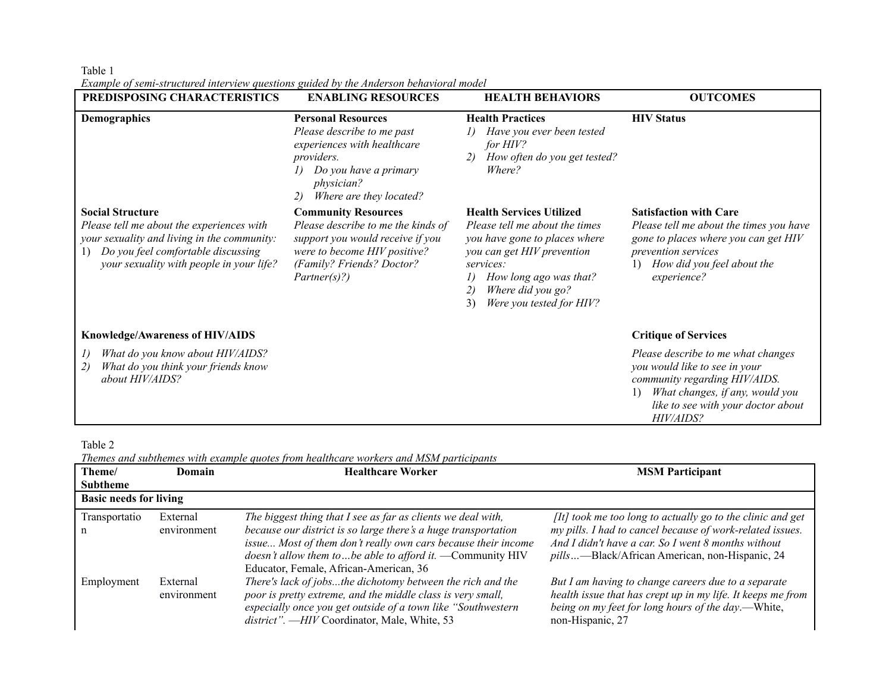Table 1

*Example of semi-structured interview questions guided by the Anderson behavioral model*

| PREDISPOSING CHARACTERISTICS | ENABLING RESOURCES | HEALTH BEHAVIORS | OUTCOMES |
|---|---|---|---|
| **Demographics** | **Personal Resources**<br>*Please describe to me past experiences with healthcare providers.*<br>*1) Do you have a primary physician?*<br>*2) Where are they located?* | **Health Practices**<br>*1) Have you ever been tested for HIV?*<br>*2) How often do you get tested? Where?* | **HIV Status** |
| **Social Structure**<br>*Please tell me about the experiences with your sexuality and living in the community:*<br>1) *Do you feel comfortable discussing your sexuality with people in your life?* | **Community Resources**<br>*Please describe to me the kinds of support you would receive if you were to become HIV positive? (Family? Friends? Doctor? Partner(s)?)* | **Health Services Utilized**<br>*Please tell me about the times you have gone to places where you can get HIV prevention services:*<br>*1) How long ago was that?*<br>*2) Where did you go?*<br>3) *Were you tested for HIV?* | **Satisfaction with Care**<br>*Please tell me about the times you have gone to places where you can get HIV prevention services*<br>1) *How did you feel about the experience?* |
| **Knowledge/Awareness of HIV/AIDS**<br>*1) What do you know about HIV/AIDS?*<br>*2) What do you think your friends know about HIV/AIDS?* | | | **Critique of Services**<br>*Please describe to me what changes you would like to see in your community regarding HIV/AIDS.*<br>1) *What changes, if any, would you like to see with your doctor about HIV/AIDS?* |

Table 2

*Themes and subthemes with example quotes from healthcare workers and MSM participants*

| Theme/ Subtheme | Domain | Healthcare Worker | MSM Participant |
|---|---|---|---|
| **Basic needs for living** | | | |
| Transportation | External environment | *The biggest thing that I see as far as clients we deal with, because our district is so large there's a huge transportation issue... Most of them don't really own cars because their income doesn't allow them to…be able to afford it.* —Community HIV Educator, Female, African-American, 36 | *[It] took me too long to actually go to the clinic and get my pills. I had to cancel because of work-related issues. And I didn't have a car. So I went 8 months without pills…*—Black/African American, non-Hispanic, 24 |
| Employment | External environment | *There's lack of jobs...the dichotomy between the rich and the poor is pretty extreme, and the middle class is very small, especially once you get outside of a town like "Southwestern district". —HIV* Coordinator, Male, White, 53 | *But I am having to change careers due to a separate health issue that has crept up in my life. It keeps me from being on my feet for long hours of the day.*—White, non-Hispanic, 27 |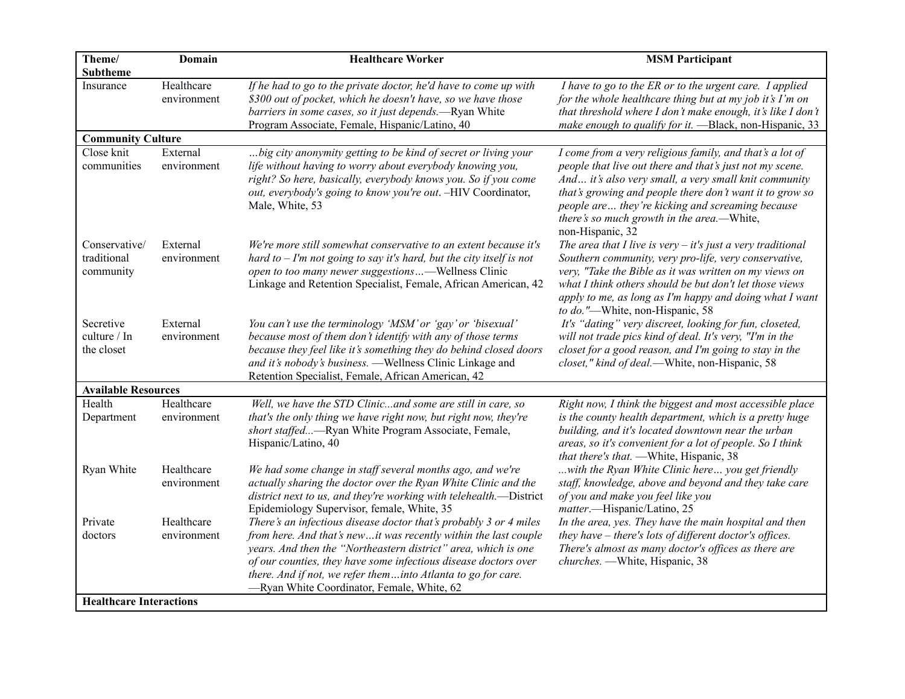| Theme/ Subtheme | Domain | Healthcare Worker | MSM Participant |
|---|---|---|---|
| Insurance | Healthcare environment | *If he had to go to the private doctor, he'd have to come up with $300 out of pocket, which he doesn't have, so we have those barriers in some cases, so it just depends.*—Ryan White Program Associate, Female, Hispanic/Latino, 40 | *I have to go to the ER or to the urgent care. I applied for the whole healthcare thing but at my job it's I'm on that threshold where I don't make enough, it's like I don't make enough to qualify for it.* —Black, non-Hispanic, 33 |
| **Community Culture** | | | |
| Close knit communities | External environment | *…big city anonymity getting to be kind of secret or living your life without having to worry about everybody knowing you, right? So here, basically, everybody knows you. So if you come out, everybody's going to know you're out*. –HIV Coordinator, Male, White, 53 | *I come from a very religious family, and that's a lot of people that live out there and that's just not my scene. And… it's also very small, a very small knit community that's growing and people there don't want it to grow so people are… they're kicking and screaming because there's so much growth in the area.*—White, non-Hispanic, 32 |
| Conservative/ traditional community | External environment | *We're more still somewhat conservative to an extent because it's hard to – I'm not going to say it's hard, but the city itself is not open to too many newer suggestions…*—Wellness Clinic Linkage and Retention Specialist, Female, African American, 42 | *The area that I live is very – it's just a very traditional Southern community, very pro-life, very conservative, very, "Take the Bible as it was written on my views on what I think others should be but don't let those views apply to me, as long as I'm happy and doing what I want to do."*—White, non-Hispanic, 58 |
| Secretive culture / In the closet | External environment | *You can't use the terminology 'MSM' or 'gay' or 'bisexual' because most of them don't identify with any of those terms because they feel like it's something they do behind closed doors and it's nobody's business.* —Wellness Clinic Linkage and Retention Specialist, Female, African American, 42 | *It's "dating" very discreet, looking for fun, closeted, will not trade pics kind of deal. It's very, "I'm in the closet for a good reason, and I'm going to stay in the closet," kind of deal.*—White, non-Hispanic, 58 |
| **Available Resources** | | | |
| Health Department | Healthcare environment | *Well, we have the STD Clinic...and some are still in care, so that's the only thing we have right now, but right now, they're short staffed...*—Ryan White Program Associate, Female, Hispanic/Latino, 40 | *Right now, I think the biggest and most accessible place is the county health department, which is a pretty huge building, and it's located downtown near the urban areas, so it's convenient for a lot of people. So I think that there's that.* —White, Hispanic, 38 |
| Ryan White | Healthcare environment | *We had some change in staff several months ago, and we're actually sharing the doctor over the Ryan White Clinic and the district next to us, and they're working with telehealth.*—District Epidemiology Supervisor, female, White, 35 | *...with the Ryan White Clinic here… you get friendly staff, knowledge, above and beyond and they take care of you and make you feel like you matter.*—Hispanic/Latino, 25 |
| Private doctors | Healthcare environment | *There's an infectious disease doctor that's probably 3 or 4 miles from here. And that's new…it was recently within the last couple years. And then the "Northeastern district" area, which is one of our counties, they have some infectious disease doctors over there. And if not, we refer them…into Atlanta to go for care.* —Ryan White Coordinator, Female, White, 62 | *In the area, yes. They have the main hospital and then they have – there's lots of different doctor's offices. There's almost as many doctor's offices as there are churches.* —White, Hispanic, 38 |
| **Healthcare Interactions** | | | |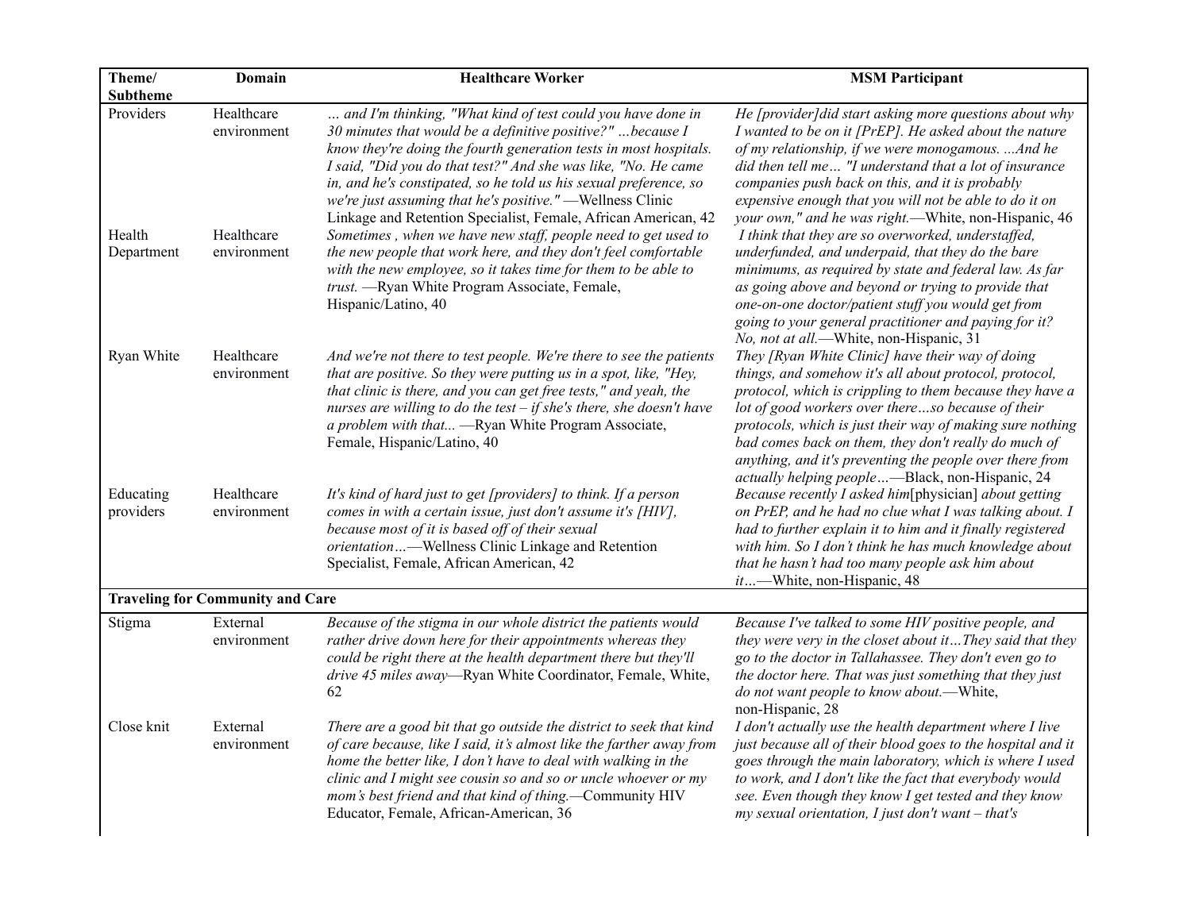| Theme/ Subtheme | Domain | Healthcare Worker | MSM Participant |
|---|---|---|---|
| Providers | Healthcare environment | *… and I'm thinking, "What kind of test could you have done in 30 minutes that would be a definitive positive?" …because I know they're doing the fourth generation tests in most hospitals. I said, "Did you do that test?" And she was like, "No. He came in, and he's constipated, so he told us his sexual preference, so we're just assuming that he's positive."* —Wellness Clinic Linkage and Retention Specialist, Female, African American, 42 | *He [provider]did start asking more questions about why I wanted to be on it [PrEP]. He asked about the nature of my relationship, if we were monogamous. ...And he did then tell me… "I understand that a lot of insurance companies push back on this, and it is probably expensive enough that you will not be able to do it on your own," and he was right.*—White, non-Hispanic, 46 |
| Health Department | Healthcare environment | *Sometimes , when we have new staff, people need to get used to the new people that work here, and they don't feel comfortable with the new employee, so it takes time for them to be able to trust.* —Ryan White Program Associate, Female, Hispanic/Latino, 40 | *I think that they are so overworked, understaffed, underfunded, and underpaid, that they do the bare minimums, as required by state and federal law. As far as going above and beyond or trying to provide that one-on-one doctor/patient stuff you would get from going to your general practitioner and paying for it? No, not at all.*—White, non-Hispanic, 31 |
| Ryan White | Healthcare environment | *And we're not there to test people. We're there to see the patients that are positive. So they were putting us in a spot, like, "Hey, that clinic is there, and you can get free tests," and yeah, the nurses are willing to do the test – if she's there, she doesn't have a problem with that...* —Ryan White Program Associate, Female, Hispanic/Latino, 40 | *They [Ryan White Clinic] have their way of doing things, and somehow it's all about protocol, protocol, protocol, which is crippling to them because they have a lot of good workers over there…so because of their protocols, which is just their way of making sure nothing bad comes back on them, they don't really do much of anything, and it's preventing the people over there from actually helping people…*—Black, non-Hispanic, 24 |
| Educating providers | Healthcare environment | *It's kind of hard just to get [providers] to think. If a person comes in with a certain issue, just don't assume it's [HIV], because most of it is based off of their sexual orientation…*—Wellness Clinic Linkage and Retention Specialist, Female, African American, 42 | *Because recently I asked him*[physician] *about getting on PrEP, and he had no clue what I was talking about. I had to further explain it to him and it finally registered with him. So I don't think he has much knowledge about that he hasn't had too many people ask him about it…*—White, non-Hispanic, 48 |
| **Traveling for Community and Care** | | | |
| Stigma | External environment | *Because of the stigma in our whole district the patients would rather drive down here for their appointments whereas they could be right there at the health department there but they'll drive 45 miles away*—Ryan White Coordinator, Female, White, 62 | *Because I've talked to some HIV positive people, and they were very in the closet about it…They said that they go to the doctor in Tallahassee. They don't even go to the doctor here. That was just something that they just do not want people to know about.*—White, non-Hispanic, 28 |
| Close knit | External environment | *There are a good bit that go outside the district to seek that kind of care because, like I said, it's almost like the farther away from home the better like, I don't have to deal with walking in the clinic and I might see cousin so and so or uncle whoever or my mom's best friend and that kind of thing.*—Community HIV Educator, Female, African-American, 36 | *I don't actually use the health department where I live just because all of their blood goes to the hospital and it goes through the main laboratory, which is where I used to work, and I don't like the fact that everybody would see. Even though they know I get tested and they know my sexual orientation, I just don't want – that's* |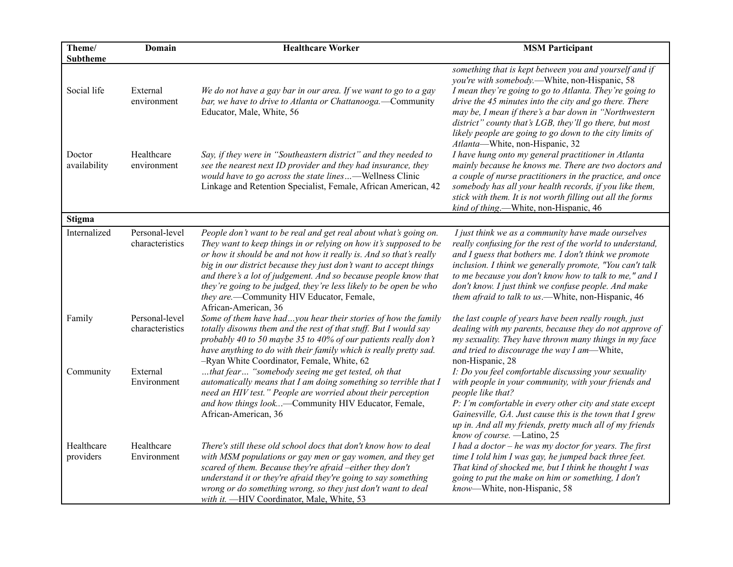| Theme/ Subtheme | Domain | Healthcare Worker | MSM Participant |
|---|---|---|---|
| | | | *something that is kept between you and yourself and if you're with somebody.*—White, non-Hispanic, 58 |
| Social life | External environment | *We do not have a gay bar in our area. If we want to go to a gay bar, we have to drive to Atlanta or Chattanooga.*—Community Educator, Male, White, 56 | *I mean they're going to go to Atlanta. They're going to drive the 45 minutes into the city and go there. There may be, I mean if there's a bar down in "Northwestern district" county that's LGB, they'll go there, but most likely people are going to go down to the city limits of Atlanta*—White, non-Hispanic, 32 |
| Doctor availability | Healthcare environment | *Say, if they were in "Southeastern district" and they needed to see the nearest next ID provider and they had insurance, they would have to go across the state lines…*—Wellness Clinic Linkage and Retention Specialist, Female, African American, 42 | *I have hung onto my general practitioner in Atlanta mainly because he knows me. There are two doctors and a couple of nurse practitioners in the practice, and once somebody has all your health records, if you like them, stick with them. It is not worth filling out all the forms kind of thing.*—White, non-Hispanic, 46 |
| **Stigma** | | | |
| Internalized | Personal-level characteristics | *People don't want to be real and get real about what's going on. They want to keep things in or relying on how it's supposed to be or how it should be and not how it really is. And so that's really big in our district because they just don't want to accept things and there's a lot of judgement. And so because people know that they're going to be judged, they're less likely to be open be who they are.*—Community HIV Educator, Female, African-American, 36 | *I just think we as a community have made ourselves really confusing for the rest of the world to understand, and I guess that bothers me. I don't think we promote inclusion. I think we generally promote, "You can't talk to me because you don't know how to talk to me," and I don't know. I just think we confuse people. And make them afraid to talk to us*.—White, non-Hispanic, 46 |
| Family | Personal-level characteristics | *Some of them have had…you hear their stories of how the family totally disowns them and the rest of that stuff. But I would say probably 40 to 50 maybe 35 to 40% of our patients really don't have anything to do with their family which is really pretty sad.* –Ryan White Coordinator, Female, White, 62 | *the last couple of years have been really rough, just dealing with my parents, because they do not approve of my sexuality. They have thrown many things in my face and tried to discourage the way I am*—White, non-Hispanic, 28 |
| Community | External Environment | *…that fear… "somebody seeing me get tested, oh that automatically means that I am doing something so terrible that I need an HIV test." People are worried about their perception and how things look…*—Community HIV Educator, Female, African-American, 36 | *I: Do you feel comfortable discussing your sexuality with people in your community, with your friends and people like that?* *P: I'm comfortable in every other city and state except Gainesville, GA. Just cause this is the town that I grew up in. And all my friends, pretty much all of my friends know of course.* —Latino, 25 |
| Healthcare providers | Healthcare Environment | *There's still these old school docs that don't know how to deal with MSM populations or gay men or gay women, and they get scared of them. Because they're afraid –either they don't understand it or they're afraid they're going to say something wrong or do something wrong, so they just don't want to deal with it.* —HIV Coordinator, Male, White, 53 | *I had a doctor – he was my doctor for years. The first time I told him I was gay, he jumped back three feet. That kind of shocked me, but I think he thought I was going to put the make on him or something, I don't know*—White, non-Hispanic, 58 |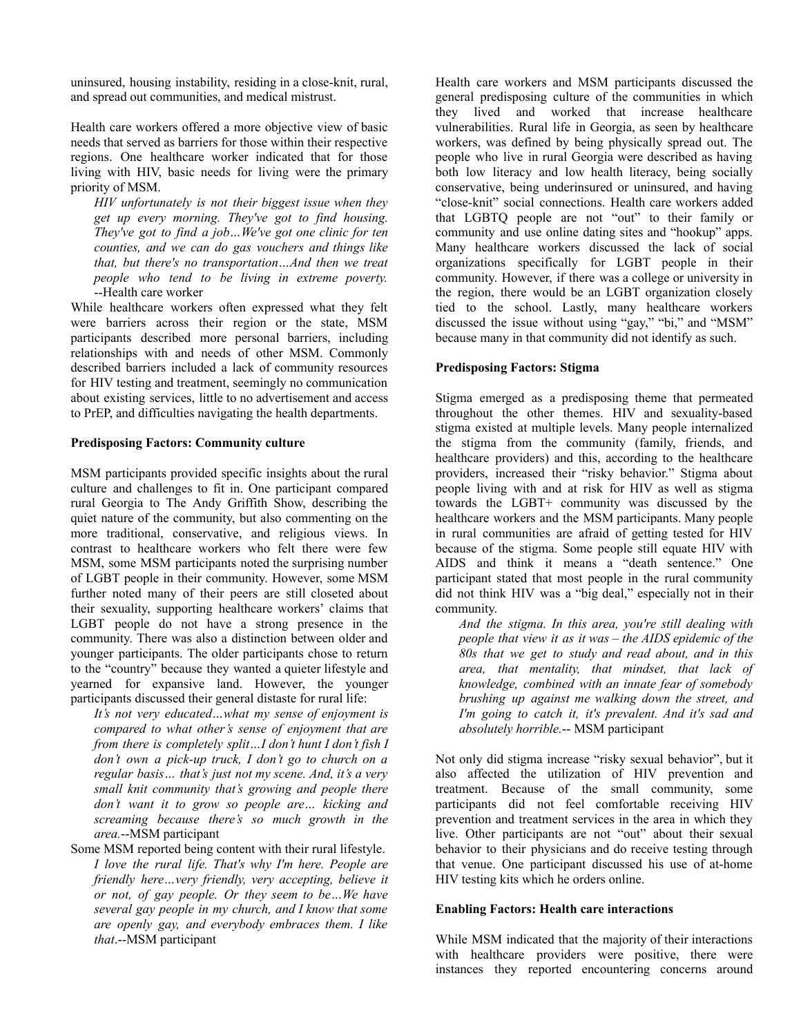uninsured, housing instability, residing in a close-knit, rural, and spread out communities, and medical mistrust.

Health care workers offered a more objective view of basic needs that served as barriers for those within their respective regions. One healthcare worker indicated that for those living with HIV, basic needs for living were the primary priority of MSM.

> *HIV unfortunately is not their biggest issue when they get up every morning. They've got to find housing. They've got to find a job…We've got one clinic for ten counties, and we can do gas vouchers and things like that, but there's no transportation…And then we treat people who tend to be living in extreme poverty.* --Health care worker

While healthcare workers often expressed what they felt were barriers across their region or the state, MSM participants described more personal barriers, including relationships with and needs of other MSM. Commonly described barriers included a lack of community resources for HIV testing and treatment, seemingly no communication about existing services, little to no advertisement and access to PrEP, and difficulties navigating the health departments.

**Predisposing Factors: Community culture**

MSM participants provided specific insights about the rural culture and challenges to fit in. One participant compared rural Georgia to The Andy Griffith Show, describing the quiet nature of the community, but also commenting on the more traditional, conservative, and religious views. In contrast to healthcare workers who felt there were few MSM, some MSM participants noted the surprising number of LGBT people in their community. However, some MSM further noted many of their peers are still closeted about their sexuality, supporting healthcare workers' claims that LGBT people do not have a strong presence in the community. There was also a distinction between older and younger participants. The older participants chose to return to the "country" because they wanted a quieter lifestyle and yearned for expansive land. However, the younger participants discussed their general distaste for rural life:

> *It's not very educated…what my sense of enjoyment is compared to what other's sense of enjoyment that are from there is completely split…I don't hunt I don't fish I don't own a pick-up truck, I don't go to church on a regular basis… that's just not my scene. And, it's a very small knit community that's growing and people there don't want it to grow so people are… kicking and screaming because there's so much growth in the area.*--MSM participant

Some MSM reported being content with their rural lifestyle.

> *I love the rural life. That's why I'm here. People are friendly here…very friendly, very accepting, believe it or not, of gay people. Or they seem to be…We have several gay people in my church, and I know that some are openly gay, and everybody embraces them. I like that*.--MSM participant

Health care workers and MSM participants discussed the general predisposing culture of the communities in which they lived and worked that increase healthcare vulnerabilities. Rural life in Georgia, as seen by healthcare workers, was defined by being physically spread out. The people who live in rural Georgia were described as having both low literacy and low health literacy, being socially conservative, being underinsured or uninsured, and having "close-knit" social connections. Health care workers added that LGBTQ people are not "out" to their family or community and use online dating sites and "hookup" apps. Many healthcare workers discussed the lack of social organizations specifically for LGBT people in their community. However, if there was a college or university in the region, there would be an LGBT organization closely tied to the school. Lastly, many healthcare workers discussed the issue without using "gay," "bi," and "MSM" because many in that community did not identify as such.

**Predisposing Factors: Stigma**

Stigma emerged as a predisposing theme that permeated throughout the other themes. HIV and sexuality-based stigma existed at multiple levels. Many people internalized the stigma from the community (family, friends, and healthcare providers) and this, according to the healthcare providers, increased their "risky behavior." Stigma about people living with and at risk for HIV as well as stigma towards the LGBT+ community was discussed by the healthcare workers and the MSM participants. Many people in rural communities are afraid of getting tested for HIV because of the stigma. Some people still equate HIV with AIDS and think it means a "death sentence." One participant stated that most people in the rural community did not think HIV was a "big deal," especially not in their community.

> *And the stigma. In this area, you're still dealing with people that view it as it was – the AIDS epidemic of the 80s that we get to study and read about, and in this area, that mentality, that mindset, that lack of knowledge, combined with an innate fear of somebody brushing up against me walking down the street, and I'm going to catch it, it's prevalent. And it's sad and absolutely horrible.*-- MSM participant

Not only did stigma increase "risky sexual behavior", but it also affected the utilization of HIV prevention and treatment. Because of the small community, some participants did not feel comfortable receiving HIV prevention and treatment services in the area in which they live. Other participants are not "out" about their sexual behavior to their physicians and do receive testing through that venue. One participant discussed his use of at-home HIV testing kits which he orders online.

**Enabling Factors: Health care interactions**

While MSM indicated that the majority of their interactions with healthcare providers were positive, there were instances they reported encountering concerns around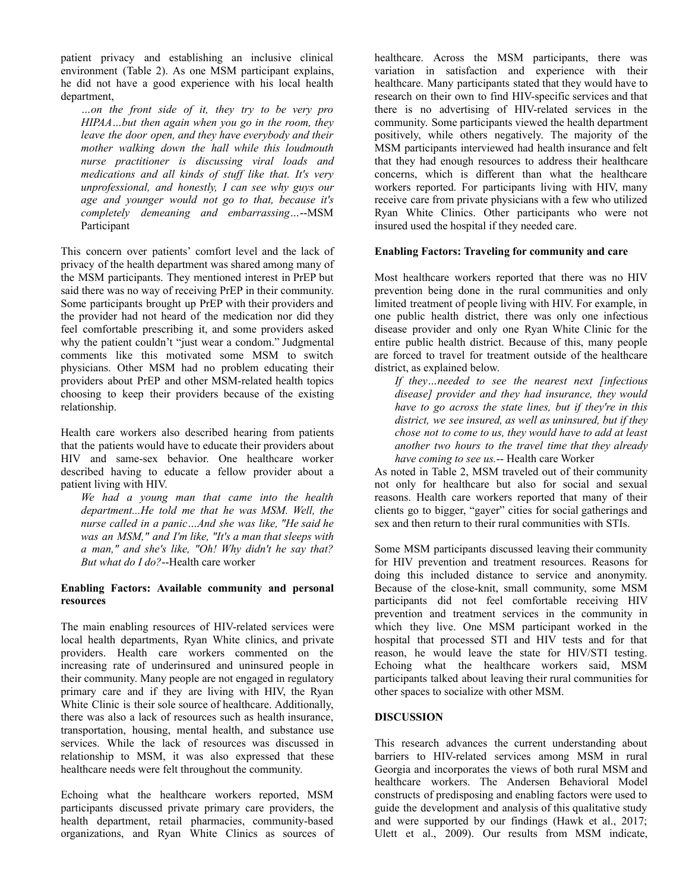patient privacy and establishing an inclusive clinical environment (Table 2). As one MSM participant explains, he did not have a good experience with his local health department,

> *…on the front side of it, they try to be very pro HIPAA…but then again when you go in the room, they leave the door open, and they have everybody and their mother walking down the hall while this loudmouth nurse practitioner is discussing viral loads and medications and all kinds of stuff like that. It's very unprofessional, and honestly, I can see why guys our age and younger would not go to that, because it's completely demeaning and embarrassing…*--MSM Participant

This concern over patients' comfort level and the lack of privacy of the health department was shared among many of the MSM participants. They mentioned interest in PrEP but said there was no way of receiving PrEP in their community. Some participants brought up PrEP with their providers and the provider had not heard of the medication nor did they feel comfortable prescribing it, and some providers asked why the patient couldn't "just wear a condom." Judgmental comments like this motivated some MSM to switch physicians. Other MSM had no problem educating their providers about PrEP and other MSM-related health topics choosing to keep their providers because of the existing relationship.

Health care workers also described hearing from patients that the patients would have to educate their providers about HIV and same-sex behavior. One healthcare worker described having to educate a fellow provider about a patient living with HIV.

> *We had a young man that came into the health department...He told me that he was MSM. Well, the nurse called in a panic…And she was like, "He said he was an MSM," and I'm like, "It's a man that sleeps with a man," and she's like, "Oh! Why didn't he say that? But what do I do?*--Health care worker

**Enabling Factors: Available community and personal resources**

The main enabling resources of HIV-related services were local health departments, Ryan White clinics, and private providers. Health care workers commented on the increasing rate of underinsured and uninsured people in their community. Many people are not engaged in regulatory primary care and if they are living with HIV, the Ryan White Clinic is their sole source of healthcare. Additionally, there was also a lack of resources such as health insurance, transportation, housing, mental health, and substance use services. While the lack of resources was discussed in relationship to MSM, it was also expressed that these healthcare needs were felt throughout the community.

Echoing what the healthcare workers reported, MSM participants discussed private primary care providers, the health department, retail pharmacies, community-based organizations, and Ryan White Clinics as sources of healthcare. Across the MSM participants, there was variation in satisfaction and experience with their healthcare. Many participants stated that they would have to research on their own to find HIV-specific services and that there is no advertising of HIV-related services in the community. Some participants viewed the health department positively, while others negatively. The majority of the MSM participants interviewed had health insurance and felt that they had enough resources to address their healthcare concerns, which is different than what the healthcare workers reported. For participants living with HIV, many receive care from private physicians with a few who utilized Ryan White Clinics. Other participants who were not insured used the hospital if they needed care.

**Enabling Factors: Traveling for community and care**

Most healthcare workers reported that there was no HIV prevention being done in the rural communities and only limited treatment of people living with HIV. For example, in one public health district, there was only one infectious disease provider and only one Ryan White Clinic for the entire public health district. Because of this, many people are forced to travel for treatment outside of the healthcare district, as explained below.

> *If they…needed to see the nearest next [infectious disease] provider and they had insurance, they would have to go across the state lines, but if they're in this district, we see insured, as well as uninsured, but if they chose not to come to us, they would have to add at least another two hours to the travel time that they already have coming to see us.*-- Health care Worker

As noted in Table 2, MSM traveled out of their community not only for healthcare but also for social and sexual reasons. Health care workers reported that many of their clients go to bigger, "gayer" cities for social gatherings and sex and then return to their rural communities with STIs.

Some MSM participants discussed leaving their community for HIV prevention and treatment resources. Reasons for doing this included distance to service and anonymity. Because of the close-knit, small community, some MSM participants did not feel comfortable receiving HIV prevention and treatment services in the community in which they live. One MSM participant worked in the hospital that processed STI and HIV tests and for that reason, he would leave the state for HIV/STI testing. Echoing what the healthcare workers said, MSM participants talked about leaving their rural communities for other spaces to socialize with other MSM.

**DISCUSSION**

This research advances the current understanding about barriers to HIV-related services among MSM in rural Georgia and incorporates the views of both rural MSM and healthcare workers. The Andersen Behavioral Model constructs of predisposing and enabling factors were used to guide the development and analysis of this qualitative study and were supported by our findings (Hawk et al., 2017; Ulett et al., 2009). Our results from MSM indicate,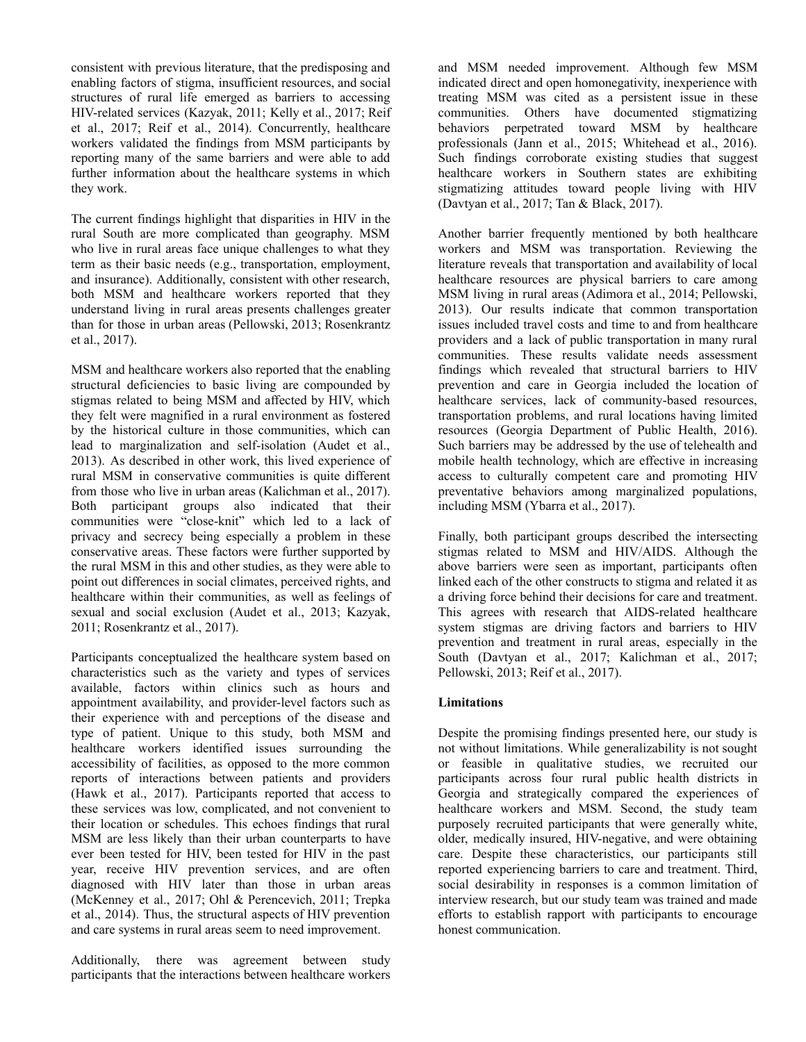consistent with previous literature, that the predisposing and enabling factors of stigma, insufficient resources, and social structures of rural life emerged as barriers to accessing HIV-related services (Kazyak, 2011; Kelly et al., 2017; Reif et al., 2017; Reif et al., 2014). Concurrently, healthcare workers validated the findings from MSM participants by reporting many of the same barriers and were able to add further information about the healthcare systems in which they work.

The current findings highlight that disparities in HIV in the rural South are more complicated than geography. MSM who live in rural areas face unique challenges to what they term as their basic needs (e.g., transportation, employment, and insurance). Additionally, consistent with other research, both MSM and healthcare workers reported that they understand living in rural areas presents challenges greater than for those in urban areas (Pellowski, 2013; Rosenkrantz et al., 2017).

MSM and healthcare workers also reported that the enabling structural deficiencies to basic living are compounded by stigmas related to being MSM and affected by HIV, which they felt were magnified in a rural environment as fostered by the historical culture in those communities, which can lead to marginalization and self-isolation (Audet et al., 2013). As described in other work, this lived experience of rural MSM in conservative communities is quite different from those who live in urban areas (Kalichman et al., 2017). Both participant groups also indicated that their communities were "close-knit" which led to a lack of privacy and secrecy being especially a problem in these conservative areas. These factors were further supported by the rural MSM in this and other studies, as they were able to point out differences in social climates, perceived rights, and healthcare within their communities, as well as feelings of sexual and social exclusion (Audet et al., 2013; Kazyak, 2011; Rosenkrantz et al., 2017).

Participants conceptualized the healthcare system based on characteristics such as the variety and types of services available, factors within clinics such as hours and appointment availability, and provider-level factors such as their experience with and perceptions of the disease and type of patient. Unique to this study, both MSM and healthcare workers identified issues surrounding the accessibility of facilities, as opposed to the more common reports of interactions between patients and providers (Hawk et al., 2017). Participants reported that access to these services was low, complicated, and not convenient to their location or schedules. This echoes findings that rural MSM are less likely than their urban counterparts to have ever been tested for HIV, been tested for HIV in the past year, receive HIV prevention services, and are often diagnosed with HIV later than those in urban areas (McKenney et al., 2017; Ohl & Perencevich, 2011; Trepka et al., 2014). Thus, the structural aspects of HIV prevention and care systems in rural areas seem to need improvement.

Additionally, there was agreement between study participants that the interactions between healthcare workers and MSM needed improvement. Although few MSM indicated direct and open homonegativity, inexperience with treating MSM was cited as a persistent issue in these communities. Others have documented stigmatizing behaviors perpetrated toward MSM by healthcare professionals (Jann et al., 2015; Whitehead et al., 2016). Such findings corroborate existing studies that suggest healthcare workers in Southern states are exhibiting stigmatizing attitudes toward people living with HIV (Davtyan et al., 2017; Tan & Black, 2017).

Another barrier frequently mentioned by both healthcare workers and MSM was transportation. Reviewing the literature reveals that transportation and availability of local healthcare resources are physical barriers to care among MSM living in rural areas (Adimora et al., 2014; Pellowski, 2013). Our results indicate that common transportation issues included travel costs and time to and from healthcare providers and a lack of public transportation in many rural communities. These results validate needs assessment findings which revealed that structural barriers to HIV prevention and care in Georgia included the location of healthcare services, lack of community-based resources, transportation problems, and rural locations having limited resources (Georgia Department of Public Health, 2016). Such barriers may be addressed by the use of telehealth and mobile health technology, which are effective in increasing access to culturally competent care and promoting HIV preventative behaviors among marginalized populations, including MSM (Ybarra et al., 2017).

Finally, both participant groups described the intersecting stigmas related to MSM and HIV/AIDS. Although the above barriers were seen as important, participants often linked each of the other constructs to stigma and related it as a driving force behind their decisions for care and treatment. This agrees with research that AIDS-related healthcare system stigmas are driving factors and barriers to HIV prevention and treatment in rural areas, especially in the South (Davtyan et al., 2017; Kalichman et al., 2017; Pellowski, 2013; Reif et al., 2017).

**Limitations**

Despite the promising findings presented here, our study is not without limitations. While generalizability is not sought or feasible in qualitative studies, we recruited our participants across four rural public health districts in Georgia and strategically compared the experiences of healthcare workers and MSM. Second, the study team purposely recruited participants that were generally white, older, medically insured, HIV-negative, and were obtaining care. Despite these characteristics, our participants still reported experiencing barriers to care and treatment. Third, social desirability in responses is a common limitation of interview research, but our study team was trained and made efforts to establish rapport with participants to encourage honest communication.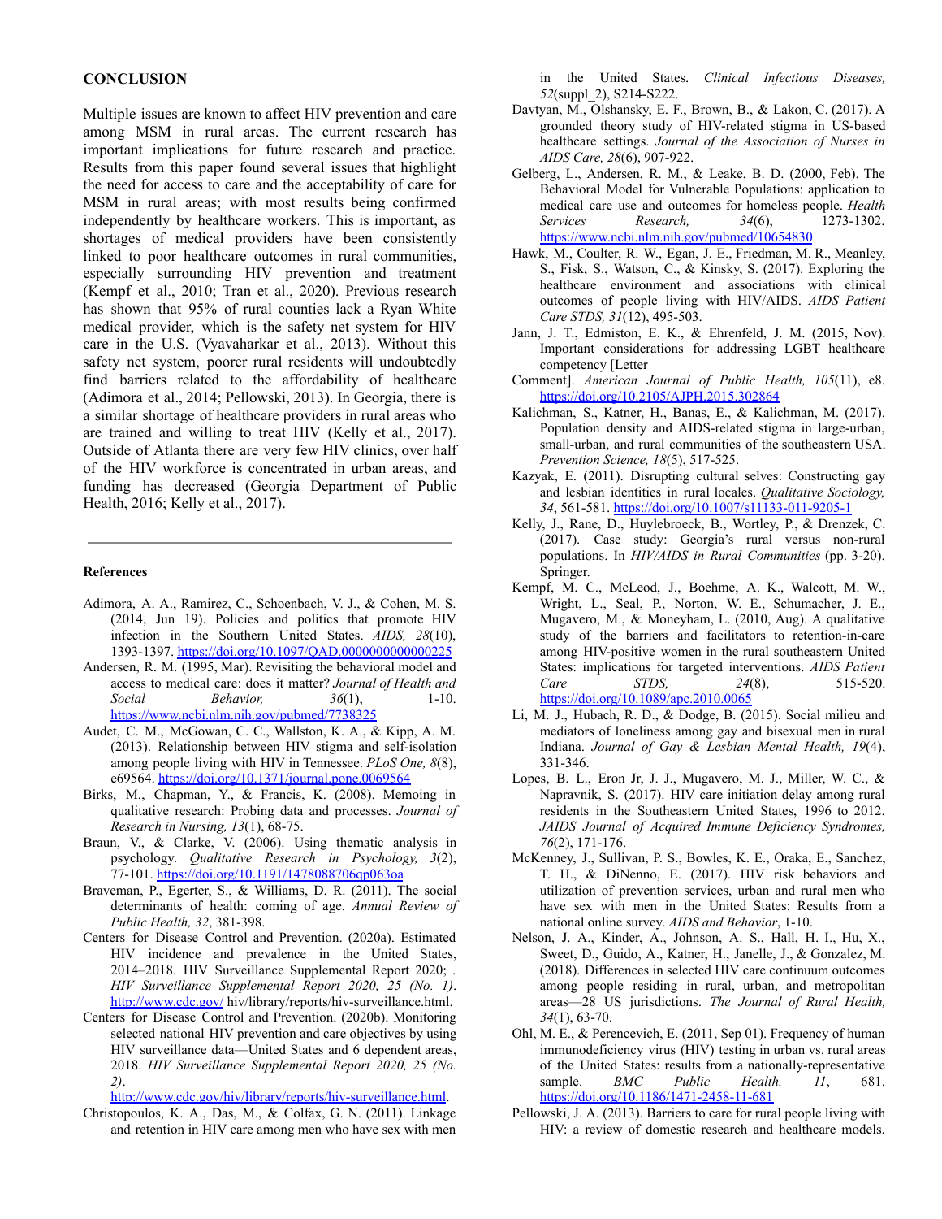## CONCLUSION

Multiple issues are known to affect HIV prevention and care among MSM in rural areas. The current research has important implications for future research and practice. Results from this paper found several issues that highlight the need for access to care and the acceptability of care for MSM in rural areas; with most results being confirmed independently by healthcare workers. This is important, as shortages of medical providers have been consistently linked to poor healthcare outcomes in rural communities, especially surrounding HIV prevention and treatment (Kempf et al., 2010; Tran et al., 2020). Previous research has shown that 95% of rural counties lack a Ryan White medical provider, which is the safety net system for HIV care in the U.S. (Vyavaharkar et al., 2013). Without this safety net system, poorer rural residents will undoubtedly find barriers related to the affordability of healthcare (Adimora et al., 2014; Pellowski, 2013). In Georgia, there is a similar shortage of healthcare providers in rural areas who are trained and willing to treat HIV (Kelly et al., 2017). Outside of Atlanta there are very few HIV clinics, over half of the HIV workforce is concentrated in urban areas, and funding has decreased (Georgia Department of Public Health, 2016; Kelly et al., 2017).

---

### References

- Adimora, A. A., Ramirez, C., Schoenbach, V. J., & Cohen, M. S. (2014, Jun 19). Policies and politics that promote HIV infection in the Southern United States. *AIDS, 28*(10), 1393-1397. https://doi.org/10.1097/QAD.0000000000000225
- Andersen, R. M. (1995, Mar). Revisiting the behavioral model and access to medical care: does it matter? *Journal of Health and Social Behavior, 36*(1), 1-10. https://www.ncbi.nlm.nih.gov/pubmed/7738325
- Audet, C. M., McGowan, C. C., Wallston, K. A., & Kipp, A. M. (2013). Relationship between HIV stigma and self-isolation among people living with HIV in Tennessee. *PLoS One, 8*(8), e69564. https://doi.org/10.1371/journal.pone.0069564
- Birks, M., Chapman, Y., & Francis, K. (2008). Memoing in qualitative research: Probing data and processes. *Journal of Research in Nursing, 13*(1), 68-75.
- Braun, V., & Clarke, V. (2006). Using thematic analysis in psychology. *Qualitative Research in Psychology, 3*(2), 77-101. https://doi.org/10.1191/1478088706qp063oa
- Braveman, P., Egerter, S., & Williams, D. R. (2011). The social determinants of health: coming of age. *Annual Review of Public Health, 32*, 381-398.
- Centers for Disease Control and Prevention. (2020a). Estimated HIV incidence and prevalence in the United States, 2014–2018. HIV Surveillance Supplemental Report 2020; . *HIV Surveillance Supplemental Report 2020, 25 (No. 1)*. http://www.cdc.gov/ hiv/library/reports/hiv-surveillance.html.
- Centers for Disease Control and Prevention. (2020b). Monitoring selected national HIV prevention and care objectives by using HIV surveillance data—United States and 6 dependent areas, 2018. *HIV Surveillance Supplemental Report 2020, 25 (No. 2)*. http://www.cdc.gov/hiv/library/reports/hiv-surveillance.html.
- Christopoulos, K. A., Das, M., & Colfax, G. N. (2011). Linkage and retention in HIV care among men who have sex with men in the United States. *Clinical Infectious Diseases, 52*(suppl_2), S214-S222.
- Davtyan, M., Olshansky, E. F., Brown, B., & Lakon, C. (2017). A grounded theory study of HIV-related stigma in US-based healthcare settings. *Journal of the Association of Nurses in AIDS Care, 28*(6), 907-922.
- Gelberg, L., Andersen, R. M., & Leake, B. D. (2000, Feb). The Behavioral Model for Vulnerable Populations: application to medical care use and outcomes for homeless people. *Health Services Research, 34*(6), 1273-1302. https://www.ncbi.nlm.nih.gov/pubmed/10654830
- Hawk, M., Coulter, R. W., Egan, J. E., Friedman, M. R., Meanley, S., Fisk, S., Watson, C., & Kinsky, S. (2017). Exploring the healthcare environment and associations with clinical outcomes of people living with HIV/AIDS. *AIDS Patient Care STDS, 31*(12), 495-503.
- Jann, J. T., Edmiston, E. K., & Ehrenfeld, J. M. (2015, Nov). Important considerations for addressing LGBT healthcare competency [Letter Comment]. *American Journal of Public Health, 105*(11), e8. https://doi.org/10.2105/AJPH.2015.302864
- Kalichman, S., Katner, H., Banas, E., & Kalichman, M. (2017). Population density and AIDS-related stigma in large-urban, small-urban, and rural communities of the southeastern USA. *Prevention Science, 18*(5), 517-525.
- Kazyak, E. (2011). Disrupting cultural selves: Constructing gay and lesbian identities in rural locales. *Qualitative Sociology, 34*, 561-581. https://doi.org/10.1007/s11133-011-9205-1
- Kelly, J., Rane, D., Huylebroeck, B., Wortley, P., & Drenzek, C. (2017). Case study: Georgia's rural versus non-rural populations. In *HIV/AIDS in Rural Communities* (pp. 3-20). Springer.
- Kempf, M. C., McLeod, J., Boehme, A. K., Walcott, M. W., Wright, L., Seal, P., Norton, W. E., Schumacher, J. E., Mugavero, M., & Moneyham, L. (2010, Aug). A qualitative study of the barriers and facilitators to retention-in-care among HIV-positive women in the rural southeastern United States: implications for targeted interventions. *AIDS Patient Care STDS, 24*(8), 515-520. https://doi.org/10.1089/apc.2010.0065
- Li, M. J., Hubach, R. D., & Dodge, B. (2015). Social milieu and mediators of loneliness among gay and bisexual men in rural Indiana. *Journal of Gay & Lesbian Mental Health, 19*(4), 331-346.
- Lopes, B. L., Eron Jr, J. J., Mugavero, M. J., Miller, W. C., & Napravnik, S. (2017). HIV care initiation delay among rural residents in the Southeastern United States, 1996 to 2012. *JAIDS Journal of Acquired Immune Deficiency Syndromes, 76*(2), 171-176.
- McKenney, J., Sullivan, P. S., Bowles, K. E., Oraka, E., Sanchez, T. H., & DiNenno, E. (2017). HIV risk behaviors and utilization of prevention services, urban and rural men who have sex with men in the United States: Results from a national online survey. *AIDS and Behavior*, 1-10.
- Nelson, J. A., Kinder, A., Johnson, A. S., Hall, H. I., Hu, X., Sweet, D., Guido, A., Katner, H., Janelle, J., & Gonzalez, M. (2018). Differences in selected HIV care continuum outcomes among people residing in rural, urban, and metropolitan areas—28 US jurisdictions. *The Journal of Rural Health, 34*(1), 63-70.
- Ohl, M. E., & Perencevich, E. (2011, Sep 01). Frequency of human immunodeficiency virus (HIV) testing in urban vs. rural areas of the United States: results from a nationally-representative sample. *BMC Public Health, 11*, 681. https://doi.org/10.1186/1471-2458-11-681
- Pellowski, J. A. (2013). Barriers to care for rural people living with HIV: a review of domestic research and healthcare models.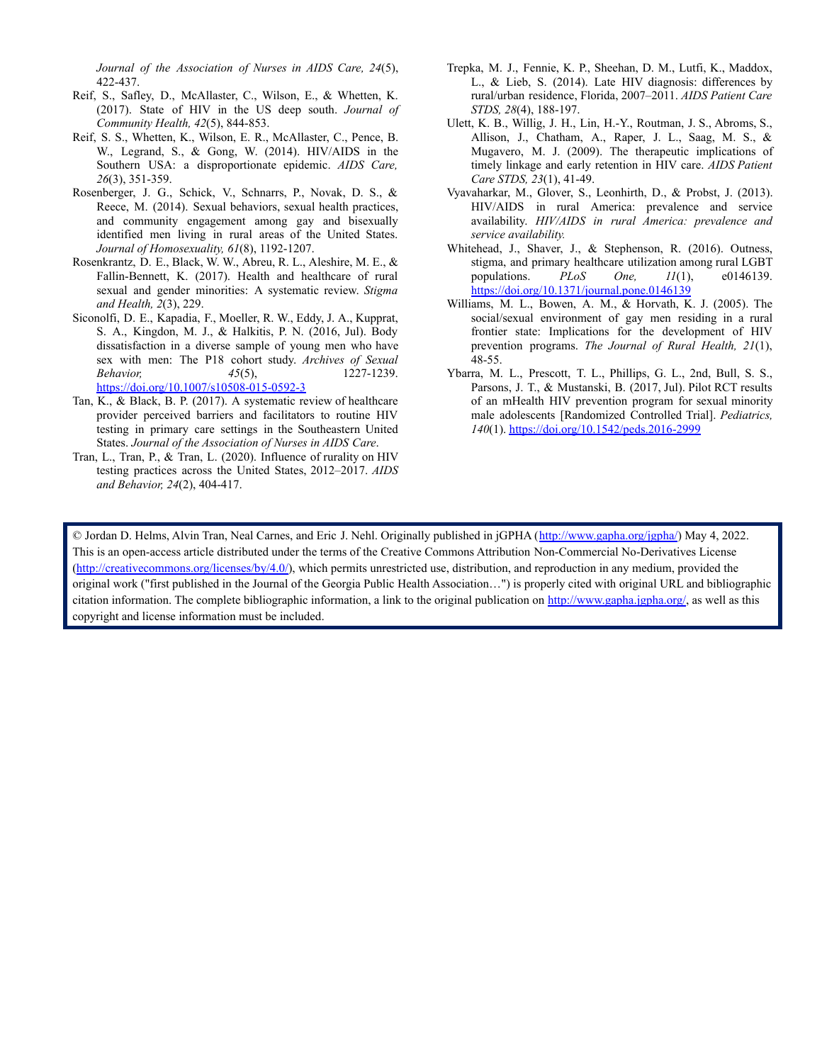*Journal of the Association of Nurses in AIDS Care, 24*(5), 422-437.

Reif, S., Safley, D., McAllaster, C., Wilson, E., & Whetten, K. (2017). State of HIV in the US deep south. *Journal of Community Health, 42*(5), 844-853.

Reif, S. S., Whetten, K., Wilson, E. R., McAllaster, C., Pence, B. W., Legrand, S., & Gong, W. (2014). HIV/AIDS in the Southern USA: a disproportionate epidemic. *AIDS Care, 26*(3), 351-359.

Rosenberger, J. G., Schick, V., Schnarrs, P., Novak, D. S., & Reece, M. (2014). Sexual behaviors, sexual health practices, and community engagement among gay and bisexually identified men living in rural areas of the United States. *Journal of Homosexuality, 61*(8), 1192-1207.

Rosenkrantz, D. E., Black, W. W., Abreu, R. L., Aleshire, M. E., & Fallin-Bennett, K. (2017). Health and healthcare of rural sexual and gender minorities: A systematic review. *Stigma and Health, 2*(3), 229.

Siconolfi, D. E., Kapadia, F., Moeller, R. W., Eddy, J. A., Kupprat, S. A., Kingdon, M. J., & Halkitis, P. N. (2016, Jul). Body dissatisfaction in a diverse sample of young men who have sex with men: The P18 cohort study. *Archives of Sexual Behavior, 45*(5), 1227-1239. https://doi.org/10.1007/s10508-015-0592-3

Tan, K., & Black, B. P. (2017). A systematic review of healthcare provider perceived barriers and facilitators to routine HIV testing in primary care settings in the Southeastern United States. *Journal of the Association of Nurses in AIDS Care*.

Tran, L., Tran, P., & Tran, L. (2020). Influence of rurality on HIV testing practices across the United States, 2012–2017. *AIDS and Behavior, 24*(2), 404-417.

Trepka, M. J., Fennie, K. P., Sheehan, D. M., Lutfi, K., Maddox, L., & Lieb, S. (2014). Late HIV diagnosis: differences by rural/urban residence, Florida, 2007–2011. *AIDS Patient Care STDS, 28*(4), 188-197.

Ulett, K. B., Willig, J. H., Lin, H.-Y., Routman, J. S., Abroms, S., Allison, J., Chatham, A., Raper, J. L., Saag, M. S., & Mugavero, M. J. (2009). The therapeutic implications of timely linkage and early retention in HIV care. *AIDS Patient Care STDS, 23*(1), 41-49.

Vyavaharkar, M., Glover, S., Leonhirth, D., & Probst, J. (2013). HIV/AIDS in rural America: prevalence and service availability. *HIV/AIDS in rural America: prevalence and service availability.*

Whitehead, J., Shaver, J., & Stephenson, R. (2016). Outness, stigma, and primary healthcare utilization among rural LGBT populations. *PLoS One, 11*(1), e0146139. https://doi.org/10.1371/journal.pone.0146139

Williams, M. L., Bowen, A. M., & Horvath, K. J. (2005). The social/sexual environment of gay men residing in a rural frontier state: Implications for the development of HIV prevention programs. *The Journal of Rural Health, 21*(1), 48-55.

Ybarra, M. L., Prescott, T. L., Phillips, G. L., 2nd, Bull, S. S., Parsons, J. T., & Mustanski, B. (2017, Jul). Pilot RCT results of an mHealth HIV prevention program for sexual minority male adolescents [Randomized Controlled Trial]. *Pediatrics, 140*(1). https://doi.org/10.1542/peds.2016-2999

© Jordan D. Helms, Alvin Tran, Neal Carnes, and Eric J. Nehl. Originally published in jGPHA (http://www.gapha.org/jgpha/) May 4, 2022. This is an open-access article distributed under the terms of the Creative Commons Attribution Non-Commercial No-Derivatives License (http://creativecommons.org/licenses/by/4.0/), which permits unrestricted use, distribution, and reproduction in any medium, provided the original work ("first published in the Journal of the Georgia Public Health Association…") is properly cited with original URL and bibliographic citation information. The complete bibliographic information, a link to the original publication on http://www.gapha.jgpha.org/, as well as this copyright and license information must be included.